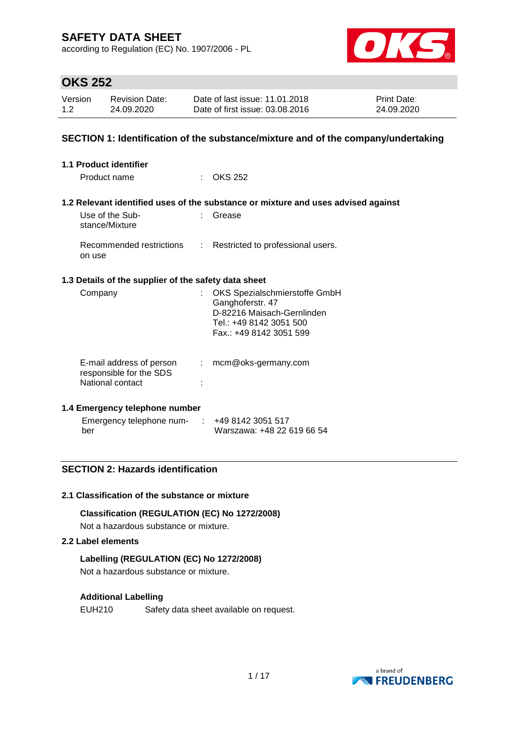# SAFETY DATA SHEET

according to Regulation (EC) No. 1907/2006 - PL

## OKS 252

| Version | Revision Date: | Date of last issue: 11.01.2018 | Print Date: |
|---|---|---|---|
| 1.2 | 24.09.2020 | Date of first issue: 03.08.2016 | 24.09.2020 |

## SECTION 1: Identification of the substance/mixture and of the company/undertaking

### 1.1 Product identifier

Product name : OKS 252

### 1.2 Relevant identified uses of the substance or mixture and uses advised against

Use of the Substance/Mixture : Grease

Recommended restrictions on use : Restricted to professional users.

### 1.3 Details of the supplier of the safety data sheet

Company : OKS Spezialschmierstoffe GmbH
Ganghoferstr. 47
D-82216 Maisach-Gernlinden
Tel.: +49 8142 3051 500
Fax.: +49 8142 3051 599

E-mail address of person responsible for the SDS : mcm@oks-germany.com

National contact :

### 1.4 Emergency telephone number

Emergency telephone number : +49 8142 3051 517
Warszawa: +48 22 619 66 54

## SECTION 2: Hazards identification

### 2.1 Classification of the substance or mixture

**Classification (REGULATION (EC) No 1272/2008)**

Not a hazardous substance or mixture.

### 2.2 Label elements

**Labelling (REGULATION (EC) No 1272/2008)**

Not a hazardous substance or mixture.

**Additional Labelling**

EUH210 Safety data sheet available on request.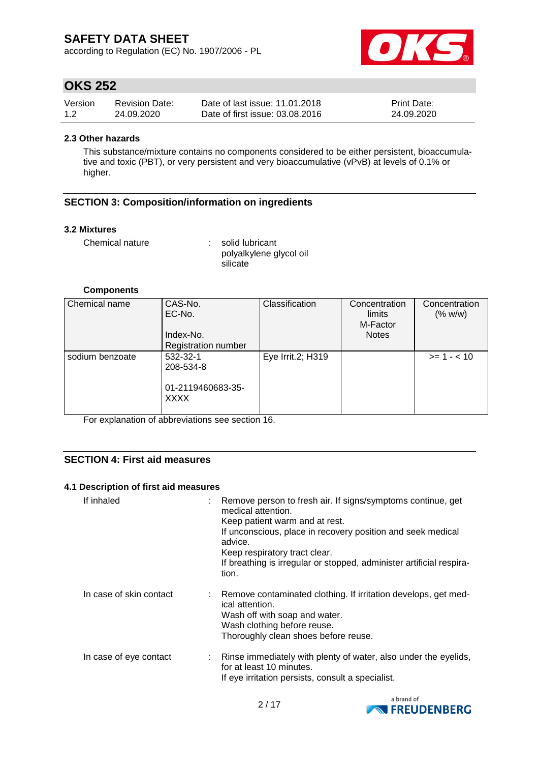### 2.3 Other hazards

This substance/mixture contains no components considered to be either persistent, bioaccumulative and toxic (PBT), or very persistent and very bioaccumulative (vPvB) at levels of 0.1% or higher.

## SECTION 3: Composition/information on ingredients

### 3.2 Mixtures

Chemical nature : solid lubricant
polyalkylene glycol oil
silicate

**Components**

| Chemical name | CAS-No.<br>EC-No.<br><br>Index-No.<br>Registration number | Classification | Concentration limits<br>M-Factor<br>Notes | Concentration (% w/w) |
|---|---|---|---|---|
| sodium benzoate | 532-32-1<br>208-534-8<br><br>01-2119460683-35-XXXX | Eye Irrit.2; H319 | | >= 1 - < 10 |

For explanation of abbreviations see section 16.

## SECTION 4: First aid measures

### 4.1 Description of first aid measures

If inhaled : Remove person to fresh air. If signs/symptoms continue, get medical attention.
Keep patient warm and at rest.
If unconscious, place in recovery position and seek medical advice.
Keep respiratory tract clear.
If breathing is irregular or stopped, administer artificial respiration.

In case of skin contact : Remove contaminated clothing. If irritation develops, get medical attention.
Wash off with soap and water.
Wash clothing before reuse.
Thoroughly clean shoes before reuse.

In case of eye contact : Rinse immediately with plenty of water, also under the eyelids, for at least 10 minutes.
If eye irritation persists, consult a specialist.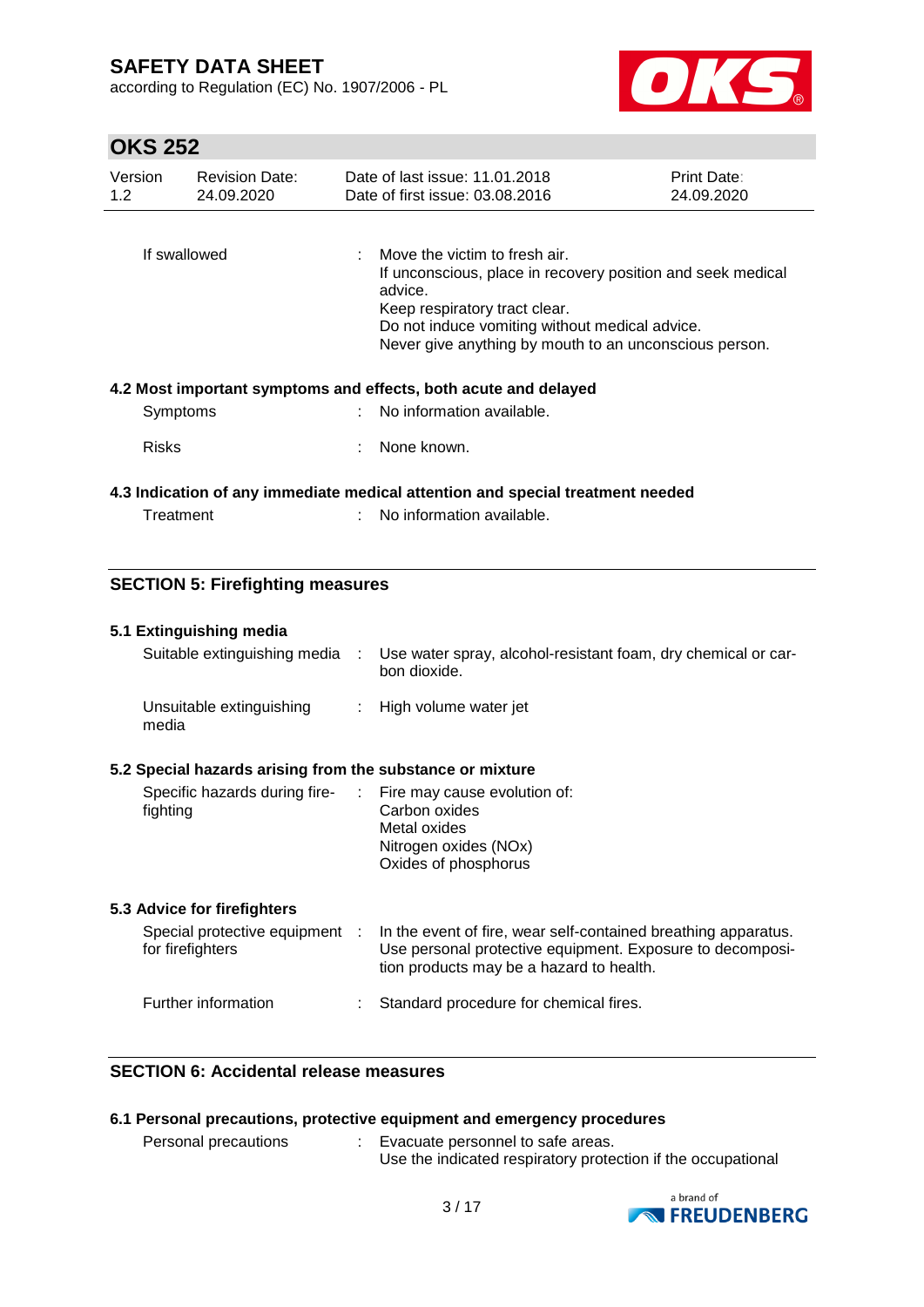| | | |
|---|---|---|
| If swallowed | : | Move the victim to fresh air.<br>If unconscious, place in recovery position and seek medical advice.<br>Keep respiratory tract clear.<br>Do not induce vomiting without medical advice.<br>Never give anything by mouth to an unconscious person. |

### 4.2 Most important symptoms and effects, both acute and delayed

| | | |
|---|---|---|
| Symptoms | : | No information available. |
| Risks | : | None known. |

### 4.3 Indication of any immediate medical attention and special treatment needed

| | | |
|---|---|---|
| Treatment | : | No information available. |

## SECTION 5: Firefighting measures

### 5.1 Extinguishing media

| | | |
|---|---|---|
| Suitable extinguishing media | : | Use water spray, alcohol-resistant foam, dry chemical or carbon dioxide. |
| Unsuitable extinguishing media | : | High volume water jet |

### 5.2 Special hazards arising from the substance or mixture

| | | |
|---|---|---|
| Specific hazards during firefighting | : | Fire may cause evolution of:<br>Carbon oxides<br>Metal oxides<br>Nitrogen oxides (NOx)<br>Oxides of phosphorus |

### 5.3 Advice for firefighters

| | | |
|---|---|---|
| Special protective equipment for firefighters | : | In the event of fire, wear self-contained breathing apparatus.<br>Use personal protective equipment. Exposure to decomposition products may be a hazard to health. |
| Further information | : | Standard procedure for chemical fires. |

## SECTION 6: Accidental release measures

### 6.1 Personal precautions, protective equipment and emergency procedures

| | | |
|---|---|---|
| Personal precautions | : | Evacuate personnel to safe areas.<br>Use the indicated respiratory protection if the occupational |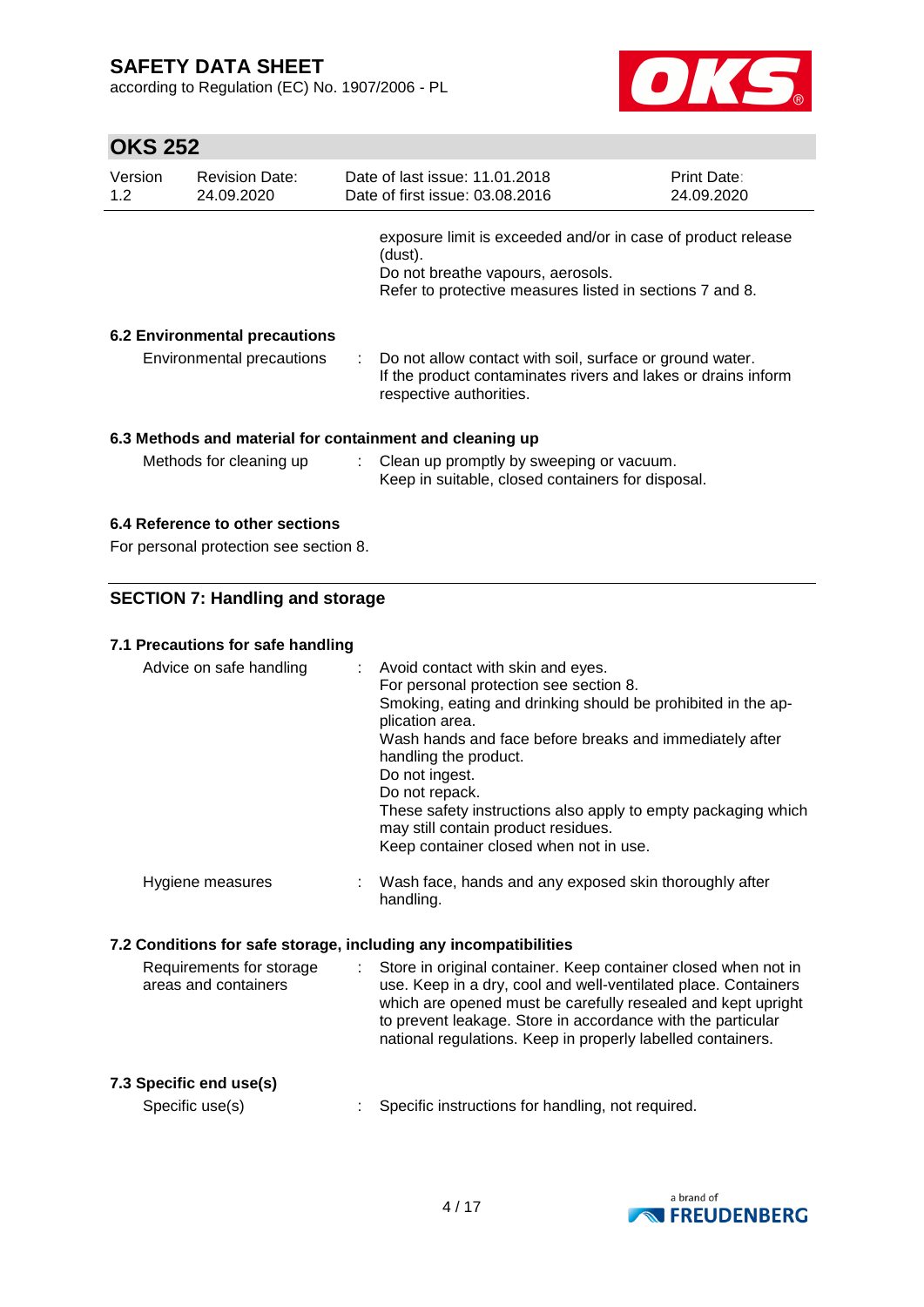exposure limit is exceeded and/or in case of product release (dust).
Do not breathe vapours, aerosols.
Refer to protective measures listed in sections 7 and 8.

### 6.2 Environmental precautions

Environmental precautions : Do not allow contact with soil, surface or ground water. If the product contaminates rivers and lakes or drains inform respective authorities.

### 6.3 Methods and material for containment and cleaning up

Methods for cleaning up : Clean up promptly by sweeping or vacuum. Keep in suitable, closed containers for disposal.

### 6.4 Reference to other sections

For personal protection see section 8.

## SECTION 7: Handling and storage

### 7.1 Precautions for safe handling

Advice on safe handling : Avoid contact with skin and eyes.
For personal protection see section 8.
Smoking, eating and drinking should be prohibited in the application area.
Wash hands and face before breaks and immediately after handling the product.
Do not ingest.
Do not repack.
These safety instructions also apply to empty packaging which may still contain product residues.
Keep container closed when not in use.

Hygiene measures : Wash face, hands and any exposed skin thoroughly after handling.

### 7.2 Conditions for safe storage, including any incompatibilities

Requirements for storage areas and containers : Store in original container. Keep container closed when not in use. Keep in a dry, cool and well-ventilated place. Containers which are opened must be carefully resealed and kept upright to prevent leakage. Store in accordance with the particular national regulations. Keep in properly labelled containers.

### 7.3 Specific end use(s)

Specific use(s) : Specific instructions for handling, not required.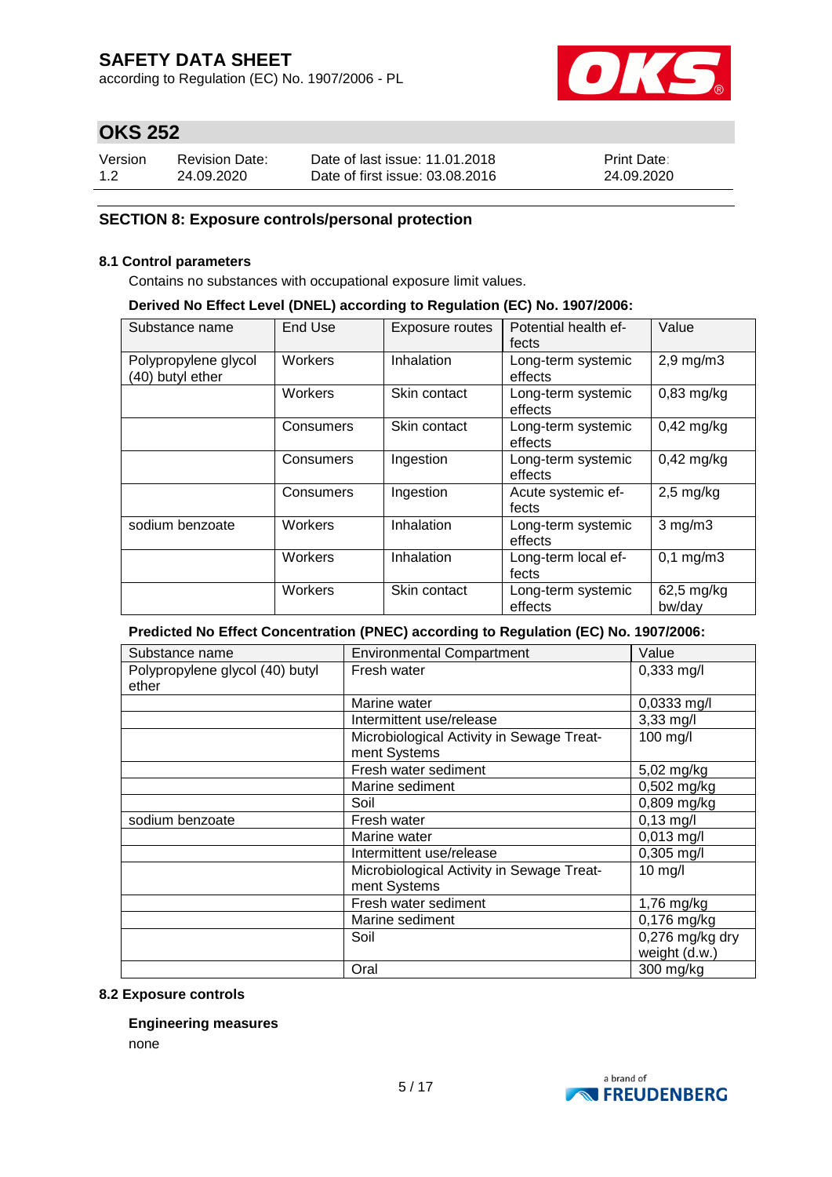## SECTION 8: Exposure controls/personal protection

### 8.1 Control parameters

Contains no substances with occupational exposure limit values.

**Derived No Effect Level (DNEL) according to Regulation (EC) No. 1907/2006:**

| Substance name | End Use | Exposure routes | Potential health effects | Value |
|---|---|---|---|---|
| Polypropylene glycol (40) butyl ether | Workers | Inhalation | Long-term systemic effects | 2,9 mg/m3 |
| | Workers | Skin contact | Long-term systemic effects | 0,83 mg/kg |
| | Consumers | Skin contact | Long-term systemic effects | 0,42 mg/kg |
| | Consumers | Ingestion | Long-term systemic effects | 0,42 mg/kg |
| | Consumers | Ingestion | Acute systemic effects | 2,5 mg/kg |
| sodium benzoate | Workers | Inhalation | Long-term systemic effects | 3 mg/m3 |
| | Workers | Inhalation | Long-term local effects | 0,1 mg/m3 |
| | Workers | Skin contact | Long-term systemic effects | 62,5 mg/kg bw/day |

**Predicted No Effect Concentration (PNEC) according to Regulation (EC) No. 1907/2006:**

| Substance name | Environmental Compartment | Value |
|---|---|---|
| Polypropylene glycol (40) butyl ether | Fresh water | 0,333 mg/l |
| | Marine water | 0,0333 mg/l |
| | Intermittent use/release | 3,33 mg/l |
| | Microbiological Activity in Sewage Treatment Systems | 100 mg/l |
| | Fresh water sediment | 5,02 mg/kg |
| | Marine sediment | 0,502 mg/kg |
| | Soil | 0,809 mg/kg |
| sodium benzoate | Fresh water | 0,13 mg/l |
| | Marine water | 0,013 mg/l |
| | Intermittent use/release | 0,305 mg/l |
| | Microbiological Activity in Sewage Treatment Systems | 10 mg/l |
| | Fresh water sediment | 1,76 mg/kg |
| | Marine sediment | 0,176 mg/kg |
| | Soil | 0,276 mg/kg dry weight (d.w.) |
| | Oral | 300 mg/kg |

### 8.2 Exposure controls

**Engineering measures**

none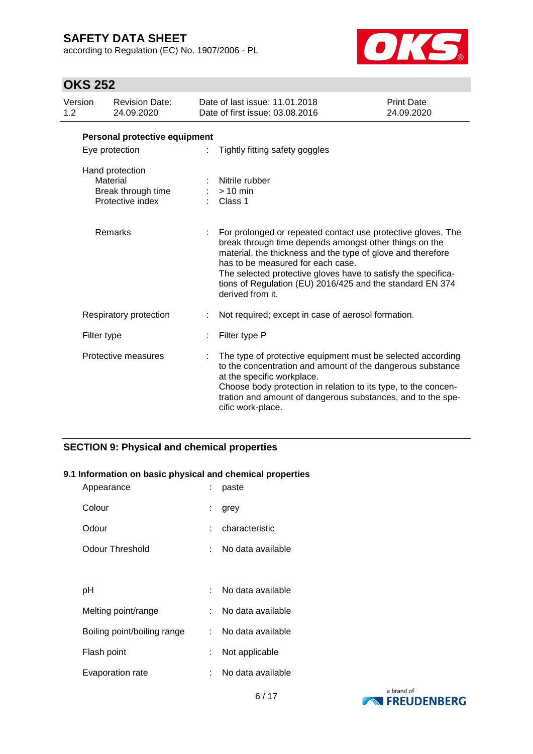**Personal protective equipment**

| | | |
|---|---|---|
| Eye protection | : | Tightly fitting safety goggles |
| Hand protection | | |
| Material | : | Nitrile rubber |
| Break through time | : | > 10 min |
| Protective index | : | Class 1 |
| Remarks | : | For prolonged or repeated contact use protective gloves. The break through time depends amongst other things on the material, the thickness and the type of glove and therefore has to be measured for each case.<br>The selected protective gloves have to satisfy the specifications of Regulation (EU) 2016/425 and the standard EN 374 derived from it. |
| Respiratory protection | : | Not required; except in case of aerosol formation. |
| Filter type | : | Filter type P |
| Protective measures | : | The type of protective equipment must be selected according to the concentration and amount of the dangerous substance at the specific workplace.<br>Choose body protection in relation to its type, to the concentration and amount of dangerous substances, and to the specific work-place. |

## SECTION 9: Physical and chemical properties

### 9.1 Information on basic physical and chemical properties

| | | |
|---|---|---|
| Appearance | : | paste |
| Colour | : | grey |
| Odour | : | characteristic |
| Odour Threshold | : | No data available |
| pH | : | No data available |
| Melting point/range | : | No data available |
| Boiling point/boiling range | : | No data available |
| Flash point | : | Not applicable |
| Evaporation rate | : | No data available |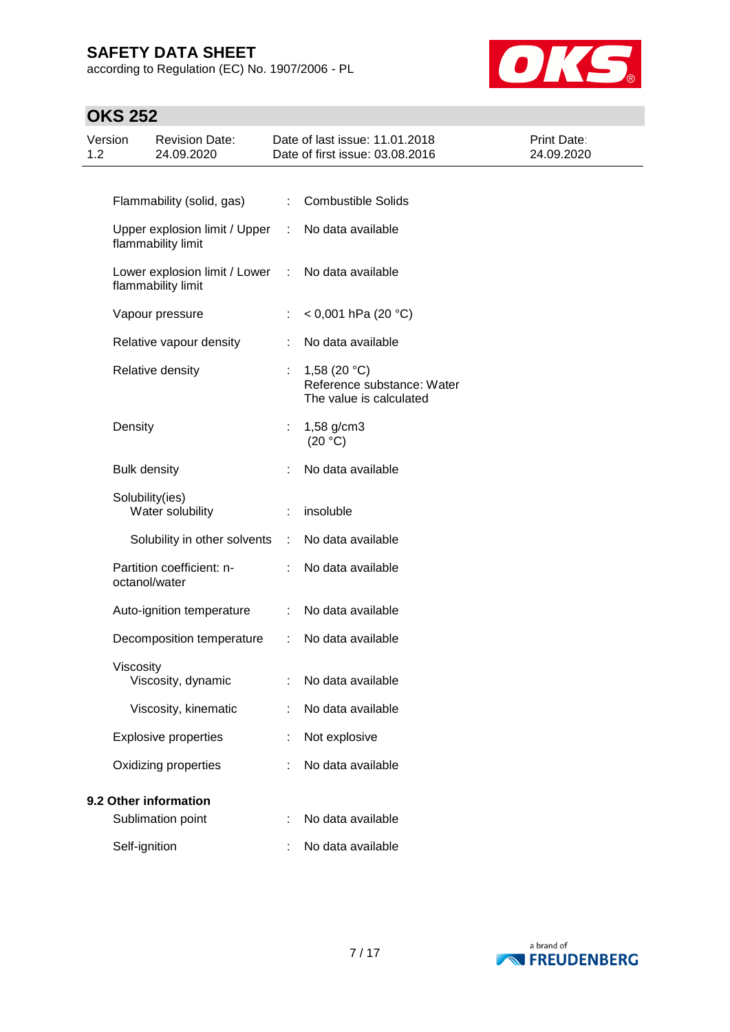| Property | | Value |
|---|---|---|
| Flammability (solid, gas) | : | Combustible Solids |
| Upper explosion limit / Upper flammability limit | : | No data available |
| Lower explosion limit / Lower flammability limit | : | No data available |
| Vapour pressure | : | < 0,001 hPa (20 °C) |
| Relative vapour density | : | No data available |
| Relative density | : | 1,58 (20 °C)<br>Reference substance: Water<br>The value is calculated |
| Density | : | 1,58 g/cm3<br>(20 °C) |
| Bulk density | : | No data available |
| Solubility(ies)<br>Water solubility | : | insoluble |
| Solubility in other solvents | : | No data available |
| Partition coefficient: n-octanol/water | : | No data available |
| Auto-ignition temperature | : | No data available |
| Decomposition temperature | : | No data available |
| Viscosity<br>Viscosity, dynamic | : | No data available |
| Viscosity, kinematic | : | No data available |
| Explosive properties | : | Not explosive |
| Oxidizing properties | : | No data available |

**9.2 Other information**

| Property | | Value |
|---|---|---|
| Sublimation point | : | No data available |
| Self-ignition | : | No data available |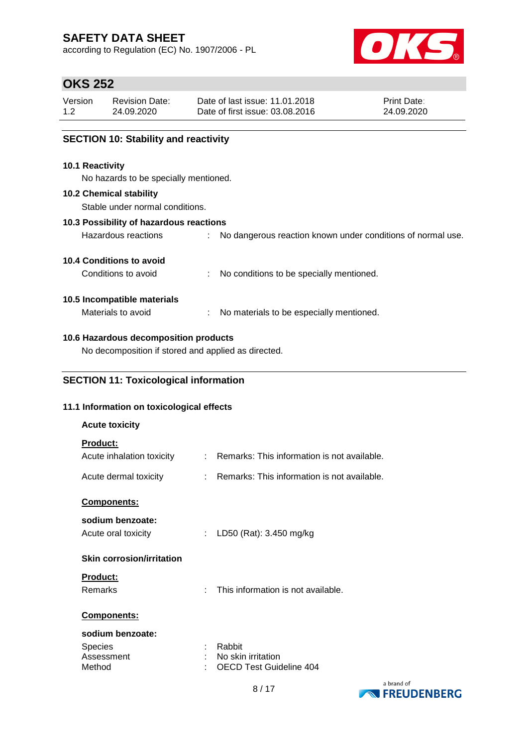## SECTION 10: Stability and reactivity

### 10.1 Reactivity

No hazards to be specially mentioned.

### 10.2 Chemical stability

Stable under normal conditions.

### 10.3 Possibility of hazardous reactions

Hazardous reactions : No dangerous reaction known under conditions of normal use.

### 10.4 Conditions to avoid

Conditions to avoid : No conditions to be specially mentioned.

### 10.5 Incompatible materials

Materials to avoid : No materials to be especially mentioned.

### 10.6 Hazardous decomposition products

No decomposition if stored and applied as directed.

## SECTION 11: Toxicological information

### 11.1 Information on toxicological effects

**Acute toxicity**

**Product:**

Acute inhalation toxicity : Remarks: This information is not available.

Acute dermal toxicity : Remarks: This information is not available.

**Components:**

**sodium benzoate:**

Acute oral toxicity : LD50 (Rat): 3.450 mg/kg

**Skin corrosion/irritation**

**Product:**

Remarks : This information is not available.

**Components:**

**sodium benzoate:**

Species : Rabbit
Assessment : No skin irritation
Method : OECD Test Guideline 404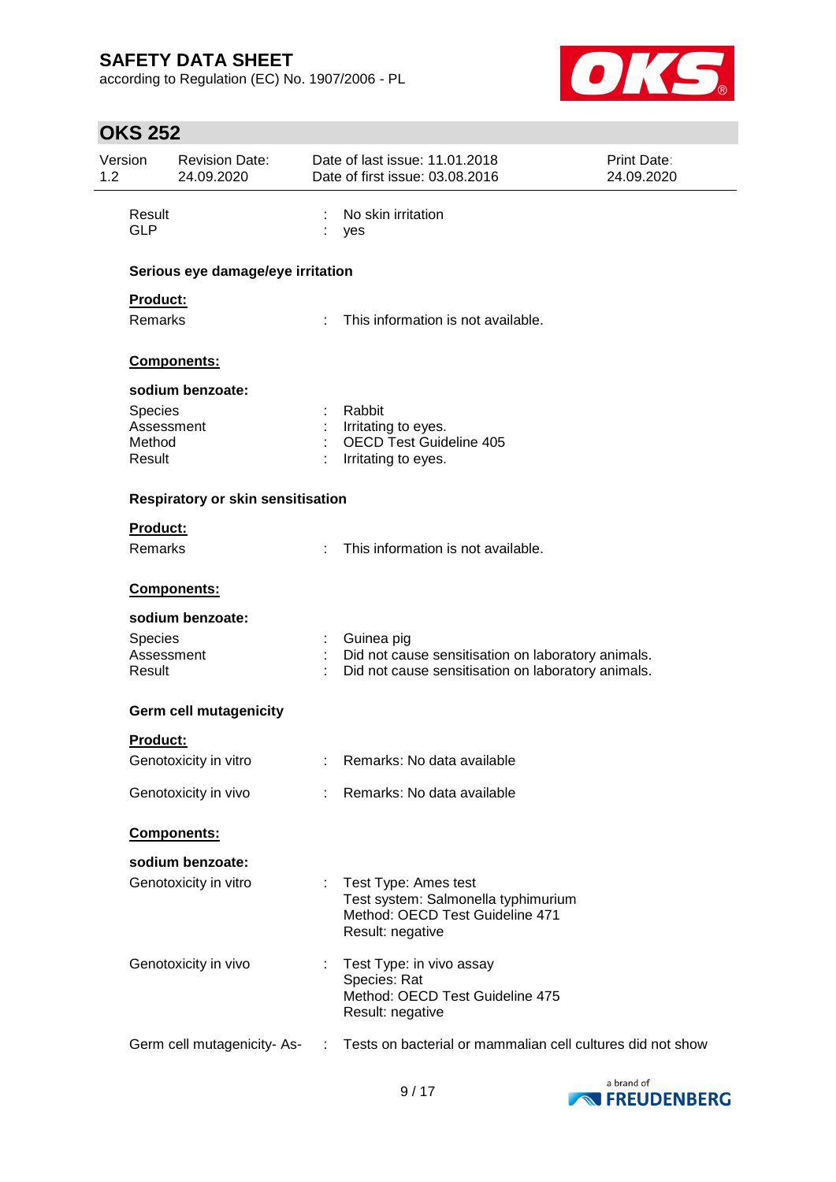| | | |
|---|---|---|
| Result | : | No skin irritation |
| GLP | : | yes |

**Serious eye damage/eye irritation**

**Product:**

| | | |
|---|---|---|
| Remarks | : | This information is not available. |

**Components:**

**sodium benzoate:**

| | | |
|---|---|---|
| Species | : | Rabbit |
| Assessment | : | Irritating to eyes. |
| Method | : | OECD Test Guideline 405 |
| Result | : | Irritating to eyes. |

**Respiratory or skin sensitisation**

**Product:**

| | | |
|---|---|---|
| Remarks | : | This information is not available. |

**Components:**

**sodium benzoate:**

| | | |
|---|---|---|
| Species | : | Guinea pig |
| Assessment | : | Did not cause sensitisation on laboratory animals. |
| Result | : | Did not cause sensitisation on laboratory animals. |

**Germ cell mutagenicity**

**Product:**

| | | |
|---|---|---|
| Genotoxicity in vitro | : | Remarks: No data available |
| Genotoxicity in vivo | : | Remarks: No data available |

**Components:**

**sodium benzoate:**

| | | |
|---|---|---|
| Genotoxicity in vitro | : | Test Type: Ames test<br>Test system: Salmonella typhimurium<br>Method: OECD Test Guideline 471<br>Result: negative |
| Genotoxicity in vivo | : | Test Type: in vivo assay<br>Species: Rat<br>Method: OECD Test Guideline 475<br>Result: negative |
| Germ cell mutagenicity- As- | : | Tests on bacterial or mammalian cell cultures did not show |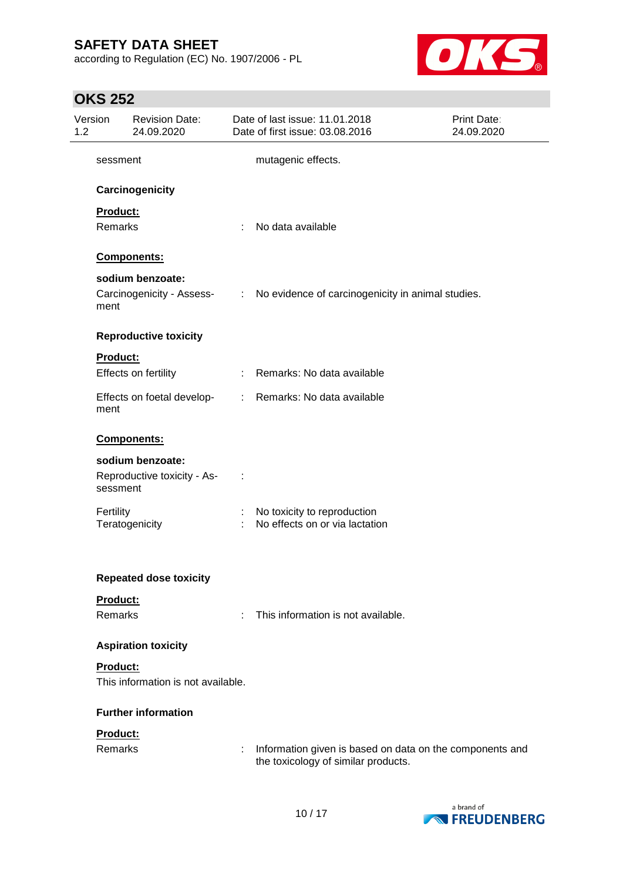sessment : mutagenic effects.

**Carcinogenicity**

**Product:**

Remarks : No data available

**Components:**

**sodium benzoate:**

Carcinogenicity - Assessment : No evidence of carcinogenicity in animal studies.

**Reproductive toxicity**

**Product:**

Effects on fertility : Remarks: No data available

Effects on foetal development : Remarks: No data available

**Components:**

**sodium benzoate:**

Reproductive toxicity - Assessment :

Fertility : No toxicity to reproduction
Teratogenicity : No effects on or via lactation

**Repeated dose toxicity**

**Product:**

Remarks : This information is not available.

**Aspiration toxicity**

**Product:**

This information is not available.

**Further information**

**Product:**

Remarks : Information given is based on data on the components and the toxicology of similar products.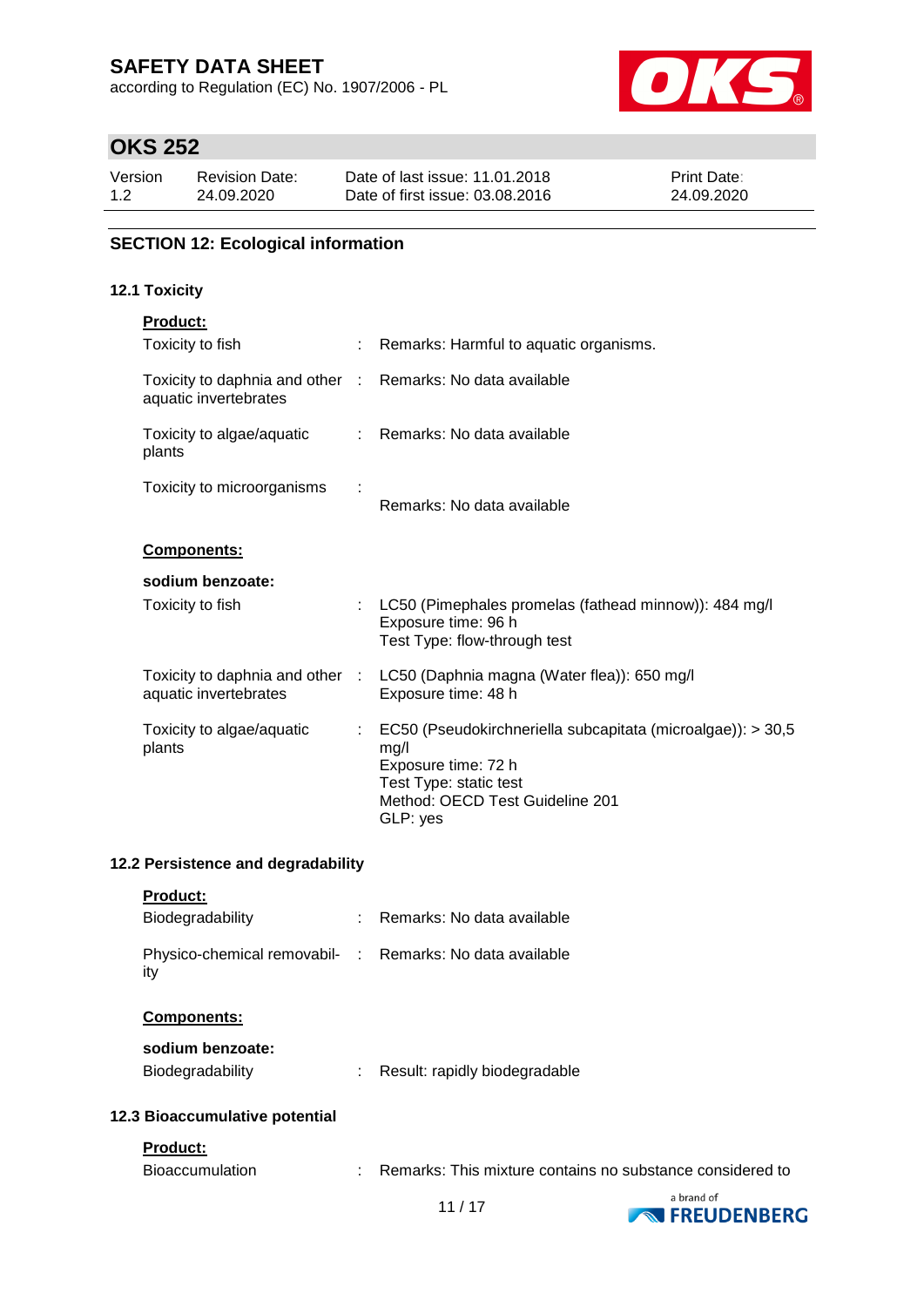## SECTION 12: Ecological information

### 12.1 Toxicity

**Product:**

| | |
|---|---|
| Toxicity to fish | : Remarks: Harmful to aquatic organisms. |
| Toxicity to daphnia and other aquatic invertebrates | : Remarks: No data available |
| Toxicity to algae/aquatic plants | : Remarks: No data available |
| Toxicity to microorganisms | : Remarks: No data available |

**Components:**

**sodium benzoate:**

| | |
|---|---|
| Toxicity to fish | : LC50 (Pimephales promelas (fathead minnow)): 484 mg/l<br>Exposure time: 96 h<br>Test Type: flow-through test |
| Toxicity to daphnia and other aquatic invertebrates | : LC50 (Daphnia magna (Water flea)): 650 mg/l<br>Exposure time: 48 h |
| Toxicity to algae/aquatic plants | : EC50 (Pseudokirchneriella subcapitata (microalgae)): > 30,5 mg/l<br>Exposure time: 72 h<br>Test Type: static test<br>Method: OECD Test Guideline 201<br>GLP: yes |

### 12.2 Persistence and degradability

**Product:**

| | |
|---|---|
| Biodegradability | : Remarks: No data available |
| Physico-chemical removability | : Remarks: No data available |

**Components:**

**sodium benzoate:**

| | |
|---|---|
| Biodegradability | : Result: rapidly biodegradable |

### 12.3 Bioaccumulative potential

**Product:**

| | |
|---|---|
| Bioaccumulation | : Remarks: This mixture contains no substance considered to |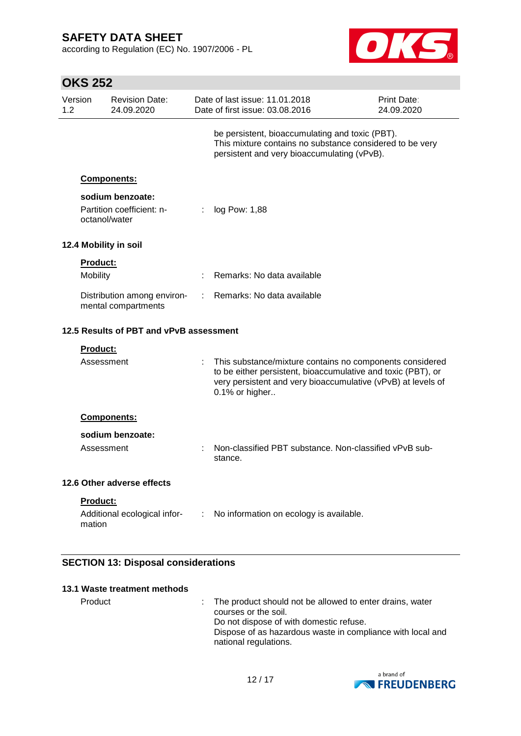be persistent, bioaccumulating and toxic (PBT).
This mixture contains no substance considered to be very persistent and very bioaccumulating (vPvB).

**Components:**

**sodium benzoate:**

| | | |
|---|---|---|
| Partition coefficient: n-octanol/water | : | log Pow: 1,88 |

### 12.4 Mobility in soil

**Product:**

| | | |
|---|---|---|
| Mobility | : | Remarks: No data available |
| Distribution among environmental compartments | : | Remarks: No data available |

### 12.5 Results of PBT and vPvB assessment

**Product:**

| | | |
|---|---|---|
| Assessment | : | This substance/mixture contains no components considered to be either persistent, bioaccumulative and toxic (PBT), or very persistent and very bioaccumulative (vPvB) at levels of 0.1% or higher.. |

**Components:**

**sodium benzoate:**

| | | |
|---|---|---|
| Assessment | : | Non-classified PBT substance. Non-classified vPvB substance. |

### 12.6 Other adverse effects

**Product:**

| | | |
|---|---|---|
| Additional ecological information | : | No information on ecology is available. |

## SECTION 13: Disposal considerations

### 13.1 Waste treatment methods

| | | |
|---|---|---|
| Product | : | The product should not be allowed to enter drains, water courses or the soil. Do not dispose of with domestic refuse. Dispose of as hazardous waste in compliance with local and national regulations. |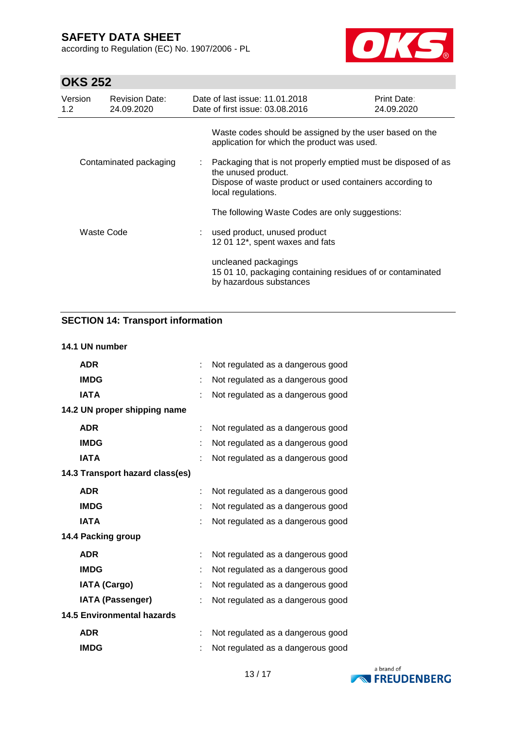| | | |
|---|---|---|
| | | Waste codes should be assigned by the user based on the application for which the product was used. |
| Contaminated packaging | : | Packaging that is not properly emptied must be disposed of as the unused product.<br>Dispose of waste product or used containers according to local regulations.<br><br>The following Waste Codes are only suggestions: |
| Waste Code | : | used product, unused product<br>12 01 12*, spent waxes and fats<br><br>uncleaned packagings<br>15 01 10, packaging containing residues of or contaminated by hazardous substances |

## SECTION 14: Transport information

**14.1 UN number**

| | | |
|---|---|---|
| **ADR** | : | Not regulated as a dangerous good |
| **IMDG** | : | Not regulated as a dangerous good |
| **IATA** | : | Not regulated as a dangerous good |

**14.2 UN proper shipping name**

| | | |
|---|---|---|
| **ADR** | : | Not regulated as a dangerous good |
| **IMDG** | : | Not regulated as a dangerous good |
| **IATA** | : | Not regulated as a dangerous good |

**14.3 Transport hazard class(es)**

| | | |
|---|---|---|
| **ADR** | : | Not regulated as a dangerous good |
| **IMDG** | : | Not regulated as a dangerous good |
| **IATA** | : | Not regulated as a dangerous good |

**14.4 Packing group**

| | | |
|---|---|---|
| **ADR** | : | Not regulated as a dangerous good |
| **IMDG** | : | Not regulated as a dangerous good |
| **IATA (Cargo)** | : | Not regulated as a dangerous good |
| **IATA (Passenger)** | : | Not regulated as a dangerous good |

**14.5 Environmental hazards**

| | | |
|---|---|---|
| **ADR** | : | Not regulated as a dangerous good |
| **IMDG** | : | Not regulated as a dangerous good |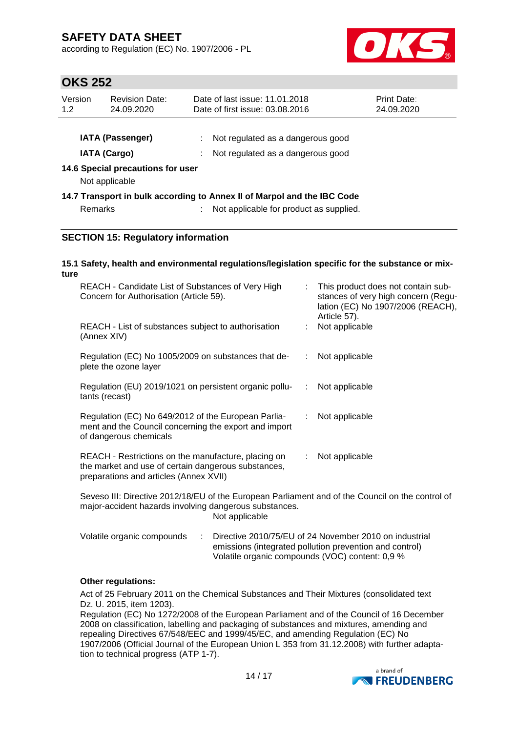| | | |
|---|---|---|
| **IATA (Passenger)** | : | Not regulated as a dangerous good |
| **IATA (Cargo)** | : | Not regulated as a dangerous good |

**14.6 Special precautions for user**

Not applicable

**14.7 Transport in bulk according to Annex II of Marpol and the IBC Code**

Remarks : Not applicable for product as supplied.

## SECTION 15: Regulatory information

**15.1 Safety, health and environmental regulations/legislation specific for the substance or mixture**

| | | |
|---|---|---|
| REACH - Candidate List of Substances of Very High Concern for Authorisation (Article 59). | : | This product does not contain substances of very high concern (Regulation (EC) No 1907/2006 (REACH), Article 57). |
| REACH - List of substances subject to authorisation (Annex XIV) | : | Not applicable |
| Regulation (EC) No 1005/2009 on substances that deplete the ozone layer | : | Not applicable |
| Regulation (EU) 2019/1021 on persistent organic pollutants (recast) | : | Not applicable |
| Regulation (EC) No 649/2012 of the European Parliament and the Council concerning the export and import of dangerous chemicals | : | Not applicable |
| REACH - Restrictions on the manufacture, placing on the market and use of certain dangerous substances, preparations and articles (Annex XVII) | : | Not applicable |

Seveso III: Directive 2012/18/EU of the European Parliament and of the Council on the control of major-accident hazards involving dangerous substances.
Not applicable

Volatile organic compounds : Directive 2010/75/EU of 24 November 2010 on industrial emissions (integrated pollution prevention and control)
Volatile organic compounds (VOC) content: 0,9 %

**Other regulations:**

Act of 25 February 2011 on the Chemical Substances and Their Mixtures (consolidated text Dz. U. 2015, item 1203).
Regulation (EC) No 1272/2008 of the European Parliament and of the Council of 16 December 2008 on classification, labelling and packaging of substances and mixtures, amending and repealing Directives 67/548/EEC and 1999/45/EC, and amending Regulation (EC) No 1907/2006 (Official Journal of the European Union L 353 from 31.12.2008) with further adaptation to technical progress (ATP 1-7).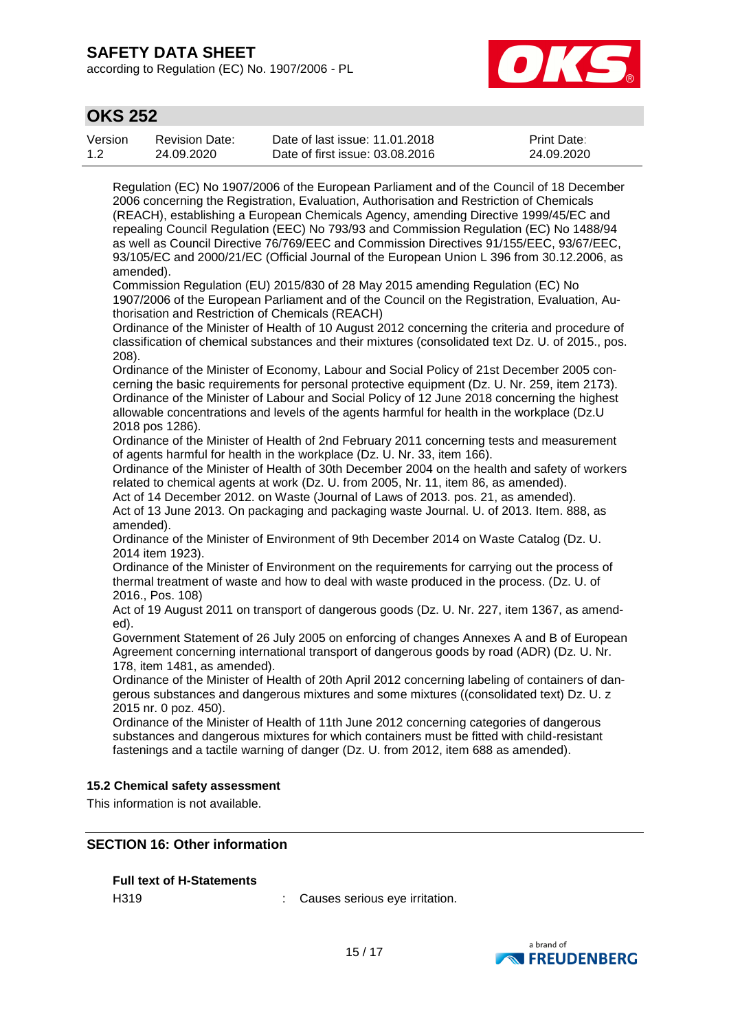Regulation (EC) No 1907/2006 of the European Parliament and of the Council of 18 December 2006 concerning the Registration, Evaluation, Authorisation and Restriction of Chemicals (REACH), establishing a European Chemicals Agency, amending Directive 1999/45/EC and repealing Council Regulation (EEC) No 793/93 and Commission Regulation (EC) No 1488/94 as well as Council Directive 76/769/EEC and Commission Directives 91/155/EEC, 93/67/EEC, 93/105/EC and 2000/21/EC (Official Journal of the European Union L 396 from 30.12.2006, as amended).
Commission Regulation (EU) 2015/830 of 28 May 2015 amending Regulation (EC) No 1907/2006 of the European Parliament and of the Council on the Registration, Evaluation, Authorisation and Restriction of Chemicals (REACH)
Ordinance of the Minister of Health of 10 August 2012 concerning the criteria and procedure of classification of chemical substances and their mixtures (consolidated text Dz. U. of 2015., pos. 208).
Ordinance of the Minister of Economy, Labour and Social Policy of 21st December 2005 concerning the basic requirements for personal protective equipment (Dz. U. Nr. 259, item 2173).
Ordinance of the Minister of Labour and Social Policy of 12 June 2018 concerning the highest allowable concentrations and levels of the agents harmful for health in the workplace (Dz.U 2018 pos 1286).
Ordinance of the Minister of Health of 2nd February 2011 concerning tests and measurement of agents harmful for health in the workplace (Dz. U. Nr. 33, item 166).
Ordinance of the Minister of Health of 30th December 2004 on the health and safety of workers related to chemical agents at work (Dz. U. from 2005, Nr. 11, item 86, as amended).
Act of 14 December 2012. on Waste (Journal of Laws of 2013. pos. 21, as amended).
Act of 13 June 2013. On packaging and packaging waste Journal. U. of 2013. Item. 888, as amended).
Ordinance of the Minister of Environment of 9th December 2014 on Waste Catalog (Dz. U. 2014 item 1923).
Ordinance of the Minister of Environment on the requirements for carrying out the process of thermal treatment of waste and how to deal with waste produced in the process. (Dz. U. of 2016., Pos. 108)
Act of 19 August 2011 on transport of dangerous goods (Dz. U. Nr. 227, item 1367, as amended).
Government Statement of 26 July 2005 on enforcing of changes Annexes A and B of European Agreement concerning international transport of dangerous goods by road (ADR) (Dz. U. Nr. 178, item 1481, as amended).
Ordinance of the Minister of Health of 20th April 2012 concerning labeling of containers of dangerous substances and dangerous mixtures and some mixtures ((consolidated text) Dz. U. z 2015 nr. 0 poz. 450).
Ordinance of the Minister of Health of 11th June 2012 concerning categories of dangerous substances and dangerous mixtures for which containers must be fitted with child-resistant fastenings and a tactile warning of danger (Dz. U. from 2012, item 688 as amended).

### 15.2 Chemical safety assessment

This information is not available.

## SECTION 16: Other information

**Full text of H-Statements**

H319 : Causes serious eye irritation.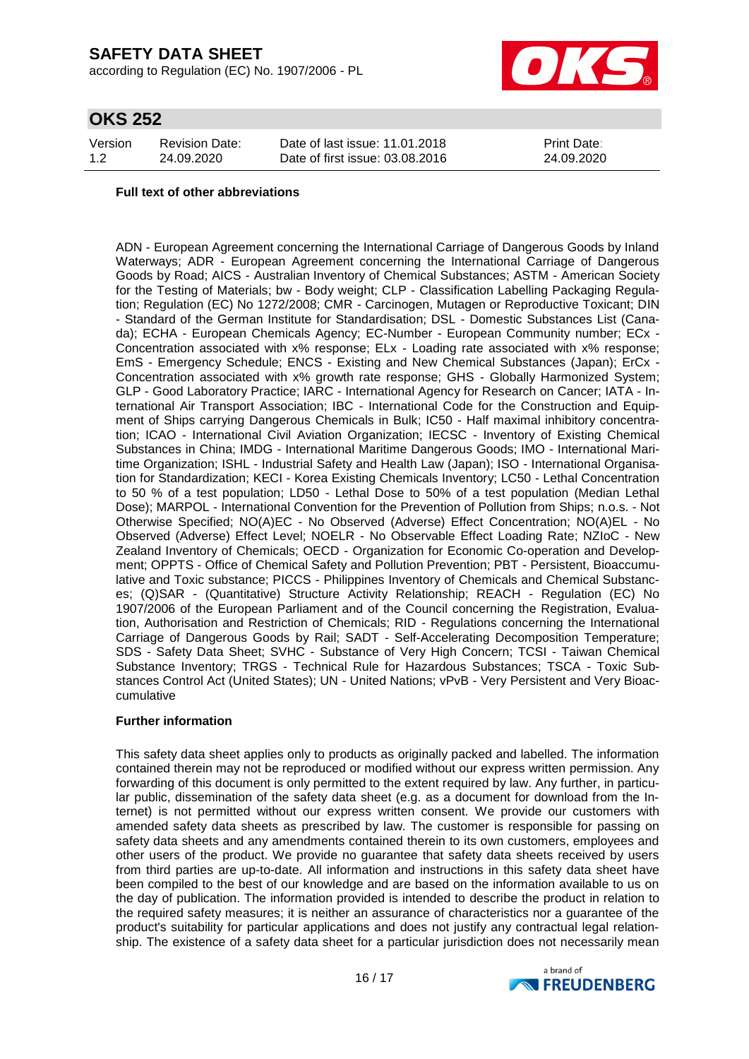**Full text of other abbreviations**

ADN - European Agreement concerning the International Carriage of Dangerous Goods by Inland Waterways; ADR - European Agreement concerning the International Carriage of Dangerous Goods by Road; AICS - Australian Inventory of Chemical Substances; ASTM - American Society for the Testing of Materials; bw - Body weight; CLP - Classification Labelling Packaging Regulation; Regulation (EC) No 1272/2008; CMR - Carcinogen, Mutagen or Reproductive Toxicant; DIN - Standard of the German Institute for Standardisation; DSL - Domestic Substances List (Canada); ECHA - European Chemicals Agency; EC-Number - European Community number; ECx - Concentration associated with x% response; ELx - Loading rate associated with x% response; EmS - Emergency Schedule; ENCS - Existing and New Chemical Substances (Japan); ErCx - Concentration associated with x% growth rate response; GHS - Globally Harmonized System; GLP - Good Laboratory Practice; IARC - International Agency for Research on Cancer; IATA - International Air Transport Association; IBC - International Code for the Construction and Equipment of Ships carrying Dangerous Chemicals in Bulk; IC50 - Half maximal inhibitory concentration; ICAO - International Civil Aviation Organization; IECSC - Inventory of Existing Chemical Substances in China; IMDG - International Maritime Dangerous Goods; IMO - International Maritime Organization; ISHL - Industrial Safety and Health Law (Japan); ISO - International Organisation for Standardization; KECI - Korea Existing Chemicals Inventory; LC50 - Lethal Concentration to 50 % of a test population; LD50 - Lethal Dose to 50% of a test population (Median Lethal Dose); MARPOL - International Convention for the Prevention of Pollution from Ships; n.o.s. - Not Otherwise Specified; NO(A)EC - No Observed (Adverse) Effect Concentration; NO(A)EL - No Observed (Adverse) Effect Level; NOELR - No Observable Effect Loading Rate; NZIoC - New Zealand Inventory of Chemicals; OECD - Organization for Economic Co-operation and Development; OPPTS - Office of Chemical Safety and Pollution Prevention; PBT - Persistent, Bioaccumulative and Toxic substance; PICCS - Philippines Inventory of Chemicals and Chemical Substances; (Q)SAR - (Quantitative) Structure Activity Relationship; REACH - Regulation (EC) No 1907/2006 of the European Parliament and of the Council concerning the Registration, Evaluation, Authorisation and Restriction of Chemicals; RID - Regulations concerning the International Carriage of Dangerous Goods by Rail; SADT - Self-Accelerating Decomposition Temperature; SDS - Safety Data Sheet; SVHC - Substance of Very High Concern; TCSI - Taiwan Chemical Substance Inventory; TRGS - Technical Rule for Hazardous Substances; TSCA - Toxic Substances Control Act (United States); UN - United Nations; vPvB - Very Persistent and Very Bioaccumulative

**Further information**

This safety data sheet applies only to products as originally packed and labelled. The information contained therein may not be reproduced or modified without our express written permission. Any forwarding of this document is only permitted to the extent required by law. Any further, in particular public, dissemination of the safety data sheet (e.g. as a document for download from the Internet) is not permitted without our express written consent. We provide our customers with amended safety data sheets as prescribed by law. The customer is responsible for passing on safety data sheets and any amendments contained therein to its own customers, employees and other users of the product. We provide no guarantee that safety data sheets received by users from third parties are up-to-date. All information and instructions in this safety data sheet have been compiled to the best of our knowledge and are based on the information available to us on the day of publication. The information provided is intended to describe the product in relation to the required safety measures; it is neither an assurance of characteristics nor a guarantee of the product's suitability for particular applications and does not justify any contractual legal relationship. The existence of a safety data sheet for a particular jurisdiction does not necessarily mean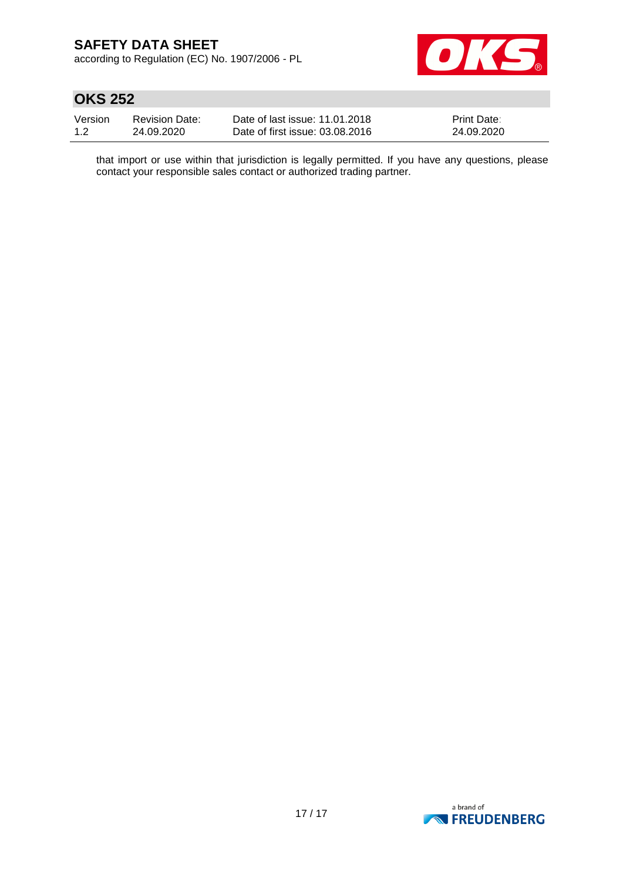that import or use within that jurisdiction is legally permitted. If you have any questions, please contact your responsible sales contact or authorized trading partner.